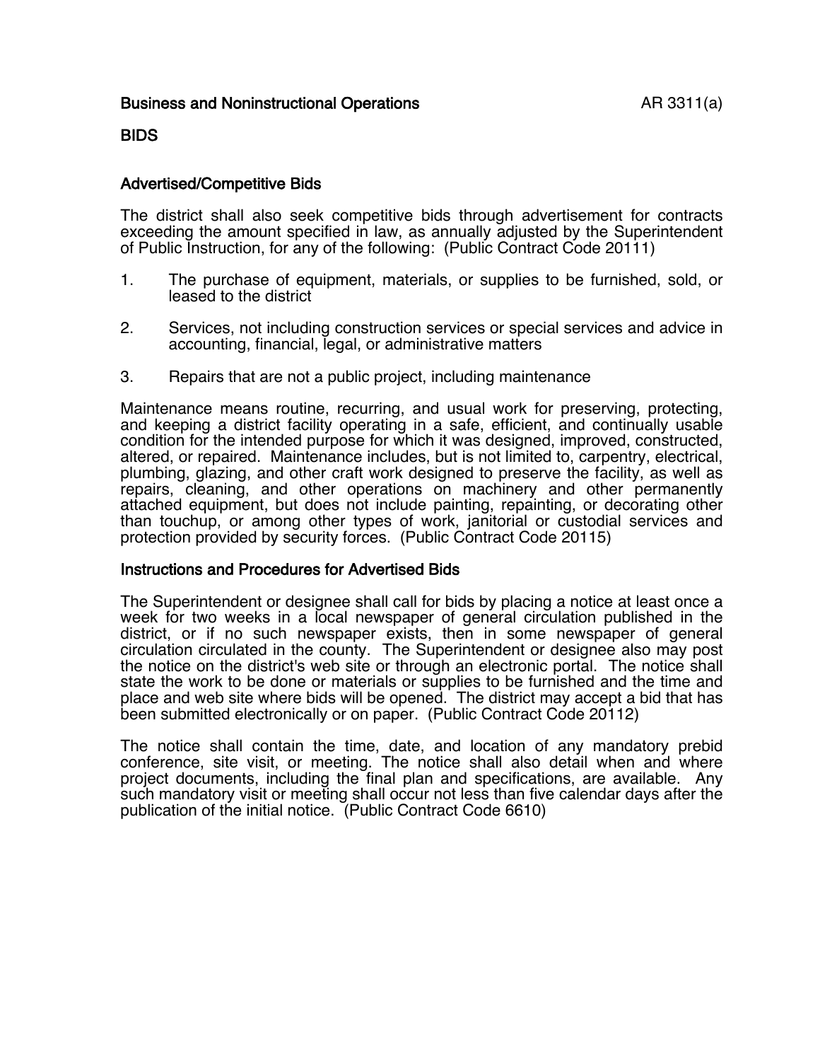Business and Noninstructional Operations AR 3311(a)

# BIDS

## Advertised/Competitive Bids

The district shall also seek competitive bids through advertisement for contracts exceeding the amount specified in law, as annually adjusted by the Superintendent of Public Instruction, for any of the following: (Public Contract Code 20111)

1. The purchase of equipment, materials, or supplies to be furnished, sold, or leased to the district
2. Services, not including construction services or special services and advice in accounting, financial, legal, or administrative matters
3. Repairs that are not a public project, including maintenance

Maintenance means routine, recurring, and usual work for preserving, protecting, and keeping a district facility operating in a safe, efficient, and continually usable condition for the intended purpose for which it was designed, improved, constructed, altered, or repaired. Maintenance includes, but is not limited to, carpentry, electrical, plumbing, glazing, and other craft work designed to preserve the facility, as well as repairs, cleaning, and other operations on machinery and other permanently attached equipment, but does not include painting, repainting, or decorating other than touchup, or among other types of work, janitorial or custodial services and protection provided by security forces. (Public Contract Code 20115)

## Instructions and Procedures for Advertised Bids

The Superintendent or designee shall call for bids by placing a notice at least once a week for two weeks in a local newspaper of general circulation published in the district, or if no such newspaper exists, then in some newspaper of general circulation circulated in the county. The Superintendent or designee also may post the notice on the district's web site or through an electronic portal. The notice shall state the work to be done or materials or supplies to be furnished and the time and place and web site where bids will be opened. The district may accept a bid that has been submitted electronically or on paper. (Public Contract Code 20112)

The notice shall contain the time, date, and location of any mandatory prebid conference, site visit, or meeting. The notice shall also detail when and where project documents, including the final plan and specifications, are available. Any such mandatory visit or meeting shall occur not less than five calendar days after the publication of the initial notice. (Public Contract Code 6610)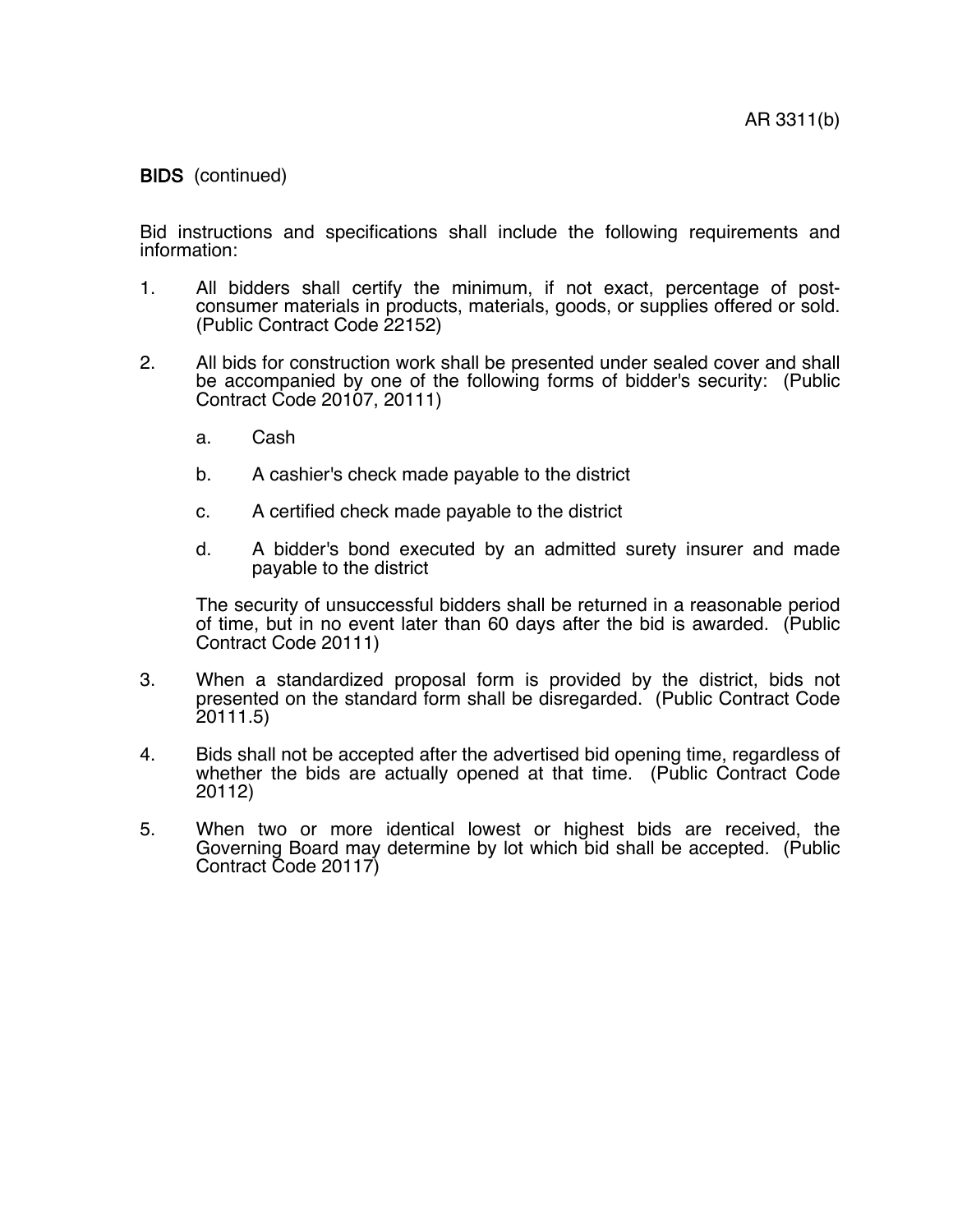**BIDS** (continued)

Bid instructions and specifications shall include the following requirements and information:

1. All bidders shall certify the minimum, if not exact, percentage of post-consumer materials in products, materials, goods, or supplies offered or sold. (Public Contract Code 22152)

2. All bids for construction work shall be presented under sealed cover and shall be accompanied by one of the following forms of bidder's security: (Public Contract Code 20107, 20111)

   a. Cash

   b. A cashier's check made payable to the district

   c. A certified check made payable to the district

   d. A bidder's bond executed by an admitted surety insurer and made payable to the district

   The security of unsuccessful bidders shall be returned in a reasonable period of time, but in no event later than 60 days after the bid is awarded. (Public Contract Code 20111)

3. When a standardized proposal form is provided by the district, bids not presented on the standard form shall be disregarded. (Public Contract Code 20111.5)

4. Bids shall not be accepted after the advertised bid opening time, regardless of whether the bids are actually opened at that time. (Public Contract Code 20112)

5. When two or more identical lowest or highest bids are received, the Governing Board may determine by lot which bid shall be accepted. (Public Contract Code 20117)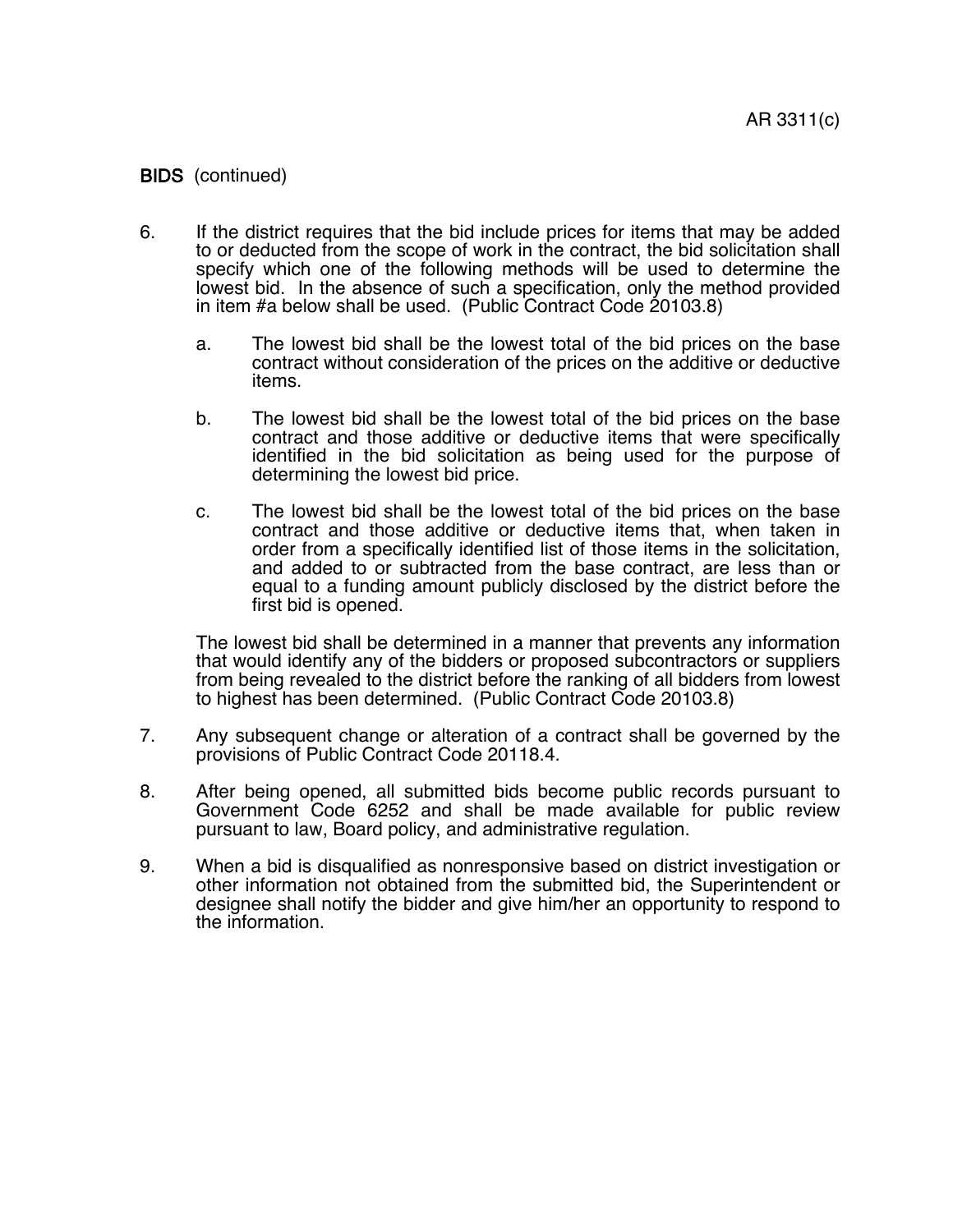**BIDS** (continued)

6. If the district requires that the bid include prices for items that may be added to or deducted from the scope of work in the contract, the bid solicitation shall specify which one of the following methods will be used to determine the lowest bid. In the absence of such a specification, only the method provided in item #a below shall be used. (Public Contract Code 20103.8)

   a. The lowest bid shall be the lowest total of the bid prices on the base contract without consideration of the prices on the additive or deductive items.

   b. The lowest bid shall be the lowest total of the bid prices on the base contract and those additive or deductive items that were specifically identified in the bid solicitation as being used for the purpose of determining the lowest bid price.

   c. The lowest bid shall be the lowest total of the bid prices on the base contract and those additive or deductive items that, when taken in order from a specifically identified list of those items in the solicitation, and added to or subtracted from the base contract, are less than or equal to a funding amount publicly disclosed by the district before the first bid is opened.

   The lowest bid shall be determined in a manner that prevents any information that would identify any of the bidders or proposed subcontractors or suppliers from being revealed to the district before the ranking of all bidders from lowest to highest has been determined. (Public Contract Code 20103.8)

7. Any subsequent change or alteration of a contract shall be governed by the provisions of Public Contract Code 20118.4.

8. After being opened, all submitted bids become public records pursuant to Government Code 6252 and shall be made available for public review pursuant to law, Board policy, and administrative regulation.

9. When a bid is disqualified as nonresponsive based on district investigation or other information not obtained from the submitted bid, the Superintendent or designee shall notify the bidder and give him/her an opportunity to respond to the information.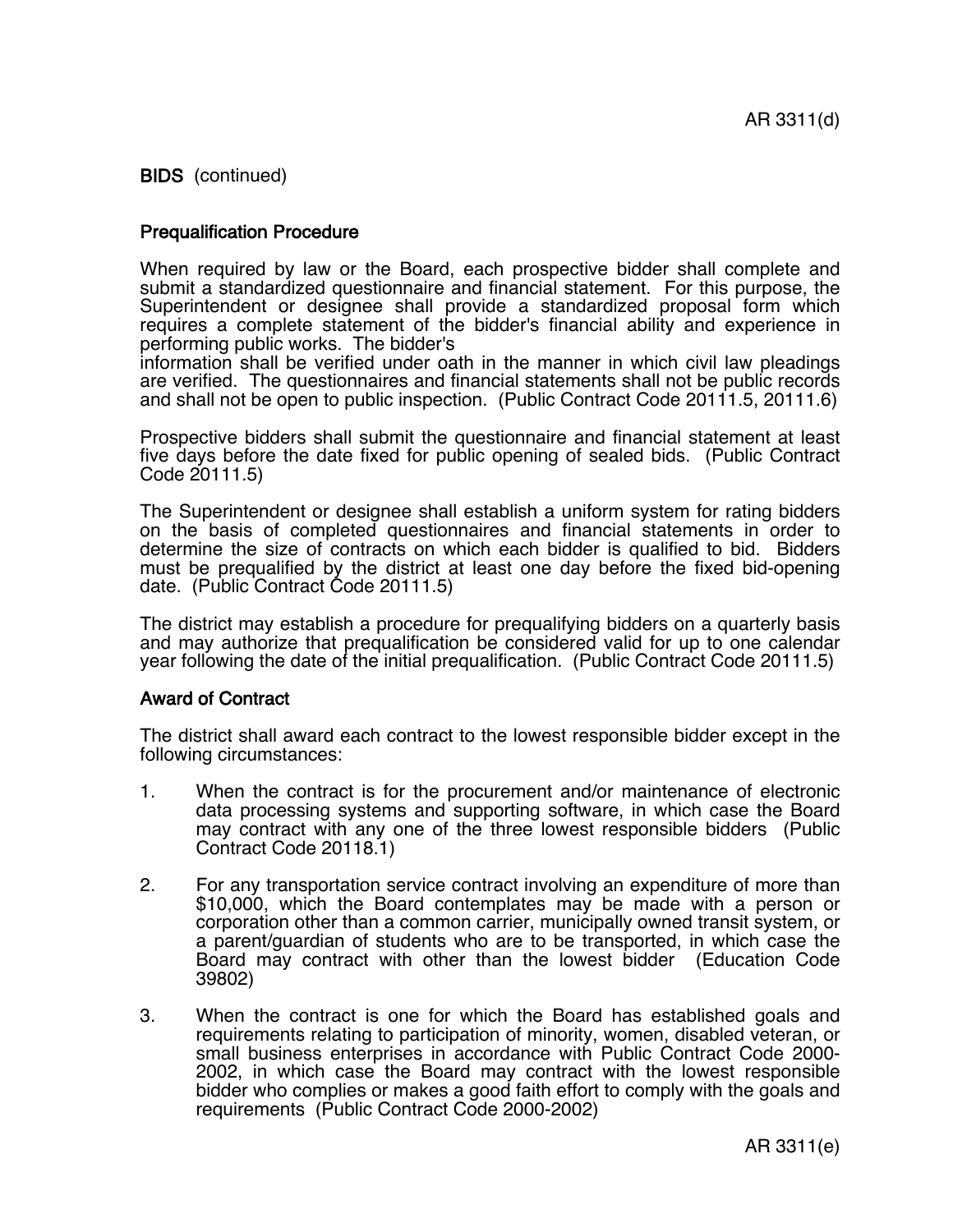BIDS (continued)

## Prequalification Procedure

When required by law or the Board, each prospective bidder shall complete and submit a standardized questionnaire and financial statement. For this purpose, the Superintendent or designee shall provide a standardized proposal form which requires a complete statement of the bidder's financial ability and experience in performing public works. The bidder's information shall be verified under oath in the manner in which civil law pleadings are verified. The questionnaires and financial statements shall not be public records and shall not be open to public inspection. (Public Contract Code 20111.5, 20111.6)

Prospective bidders shall submit the questionnaire and financial statement at least five days before the date fixed for public opening of sealed bids. (Public Contract Code 20111.5)

The Superintendent or designee shall establish a uniform system for rating bidders on the basis of completed questionnaires and financial statements in order to determine the size of contracts on which each bidder is qualified to bid. Bidders must be prequalified by the district at least one day before the fixed bid-opening date. (Public Contract Code 20111.5)

The district may establish a procedure for prequalifying bidders on a quarterly basis and may authorize that prequalification be considered valid for up to one calendar year following the date of the initial prequalification. (Public Contract Code 20111.5)

## Award of Contract

The district shall award each contract to the lowest responsible bidder except in the following circumstances:

1. When the contract is for the procurement and/or maintenance of electronic data processing systems and supporting software, in which case the Board may contract with any one of the three lowest responsible bidders (Public Contract Code 20118.1)

2. For any transportation service contract involving an expenditure of more than $10,000, which the Board contemplates may be made with a person or corporation other than a common carrier, municipally owned transit system, or a parent/guardian of students who are to be transported, in which case the Board may contract with other than the lowest bidder (Education Code 39802)

3. When the contract is one for which the Board has established goals and requirements relating to participation of minority, women, disabled veteran, or small business enterprises in accordance with Public Contract Code 2000-2002, in which case the Board may contract with the lowest responsible bidder who complies or makes a good faith effort to comply with the goals and requirements (Public Contract Code 2000-2002)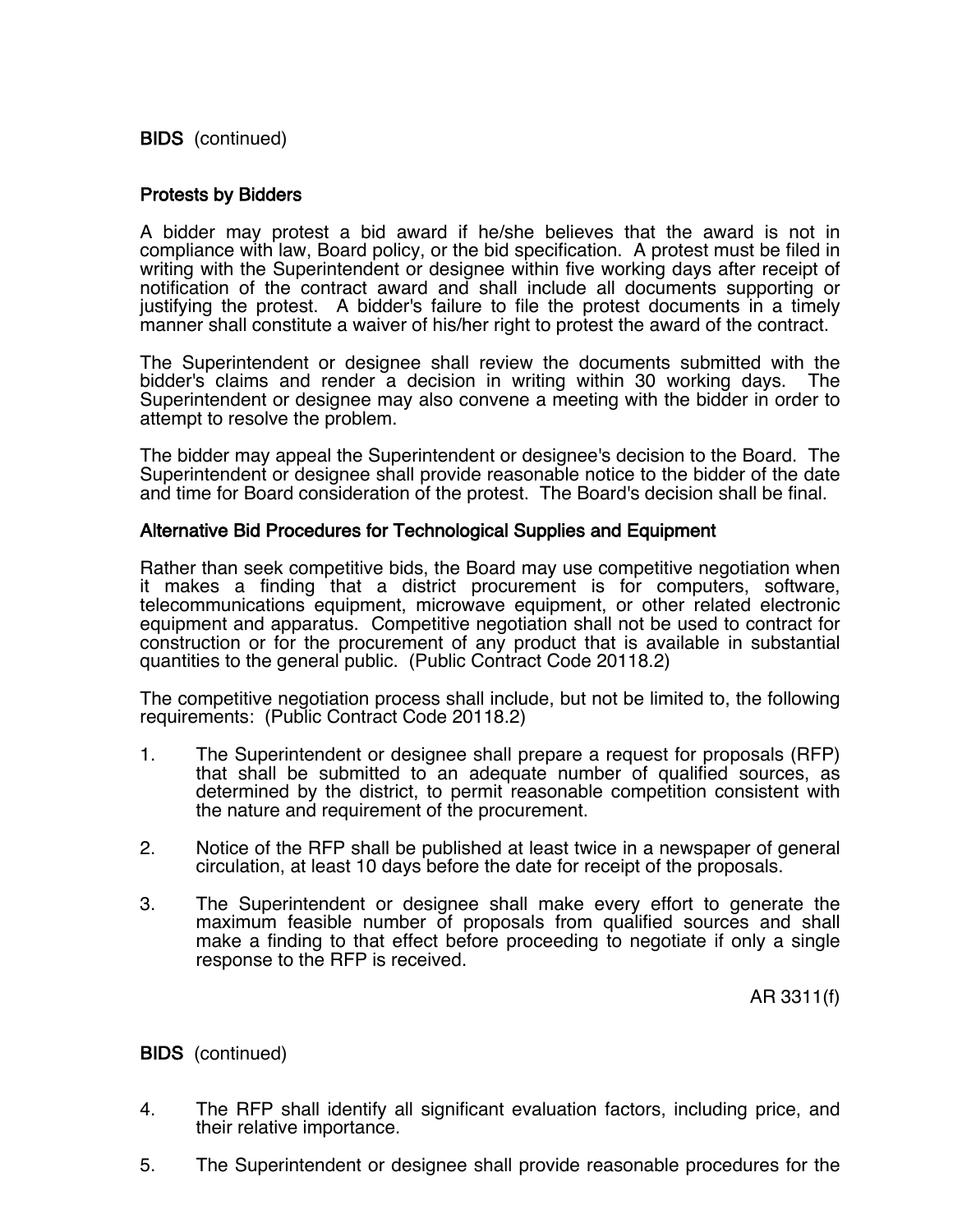BIDS (continued)

### Protests by Bidders

A bidder may protest a bid award if he/she believes that the award is not in compliance with law, Board policy, or the bid specification. A protest must be filed in writing with the Superintendent or designee within five working days after receipt of notification of the contract award and shall include all documents supporting or justifying the protest. A bidder's failure to file the protest documents in a timely manner shall constitute a waiver of his/her right to protest the award of the contract.

The Superintendent or designee shall review the documents submitted with the bidder's claims and render a decision in writing within 30 working days. The Superintendent or designee may also convene a meeting with the bidder in order to attempt to resolve the problem.

The bidder may appeal the Superintendent or designee's decision to the Board. The Superintendent or designee shall provide reasonable notice to the bidder of the date and time for Board consideration of the protest. The Board's decision shall be final.

### Alternative Bid Procedures for Technological Supplies and Equipment

Rather than seek competitive bids, the Board may use competitive negotiation when it makes a finding that a district procurement is for computers, software, telecommunications equipment, microwave equipment, or other related electronic equipment and apparatus. Competitive negotiation shall not be used to contract for construction or for the procurement of any product that is available in substantial quantities to the general public. (Public Contract Code 20118.2)

The competitive negotiation process shall include, but not be limited to, the following requirements: (Public Contract Code 20118.2)

1. The Superintendent or designee shall prepare a request for proposals (RFP) that shall be submitted to an adequate number of qualified sources, as determined by the district, to permit reasonable competition consistent with the nature and requirement of the procurement.

2. Notice of the RFP shall be published at least twice in a newspaper of general circulation, at least 10 days before the date for receipt of the proposals.

3. The Superintendent or designee shall make every effort to generate the maximum feasible number of proposals from qualified sources and shall make a finding to that effect before proceeding to negotiate if only a single response to the RFP is received.

AR 3311(f)

BIDS (continued)

4. The RFP shall identify all significant evaluation factors, including price, and their relative importance.

5. The Superintendent or designee shall provide reasonable procedures for the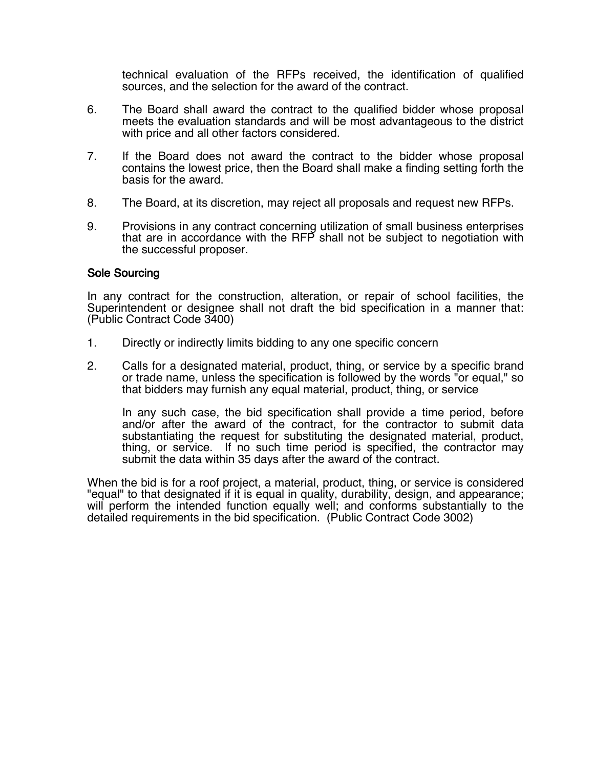technical evaluation of the RFPs received, the identification of qualified sources, and the selection for the award of the contract.

6. The Board shall award the contract to the qualified bidder whose proposal meets the evaluation standards and will be most advantageous to the district with price and all other factors considered.

7. If the Board does not award the contract to the bidder whose proposal contains the lowest price, then the Board shall make a finding setting forth the basis for the award.

8. The Board, at its discretion, may reject all proposals and request new RFPs.

9. Provisions in any contract concerning utilization of small business enterprises that are in accordance with the RFP shall not be subject to negotiation with the successful proposer.

### Sole Sourcing

In any contract for the construction, alteration, or repair of school facilities, the Superintendent or designee shall not draft the bid specification in a manner that: (Public Contract Code 3400)

1. Directly or indirectly limits bidding to any one specific concern

2. Calls for a designated material, product, thing, or service by a specific brand or trade name, unless the specification is followed by the words "or equal," so that bidders may furnish any equal material, product, thing, or service

   In any such case, the bid specification shall provide a time period, before and/or after the award of the contract, for the contractor to submit data substantiating the request for substituting the designated material, product, thing, or service. If no such time period is specified, the contractor may submit the data within 35 days after the award of the contract.

When the bid is for a roof project, a material, product, thing, or service is considered "equal" to that designated if it is equal in quality, durability, design, and appearance; will perform the intended function equally well; and conforms substantially to the detailed requirements in the bid specification. (Public Contract Code 3002)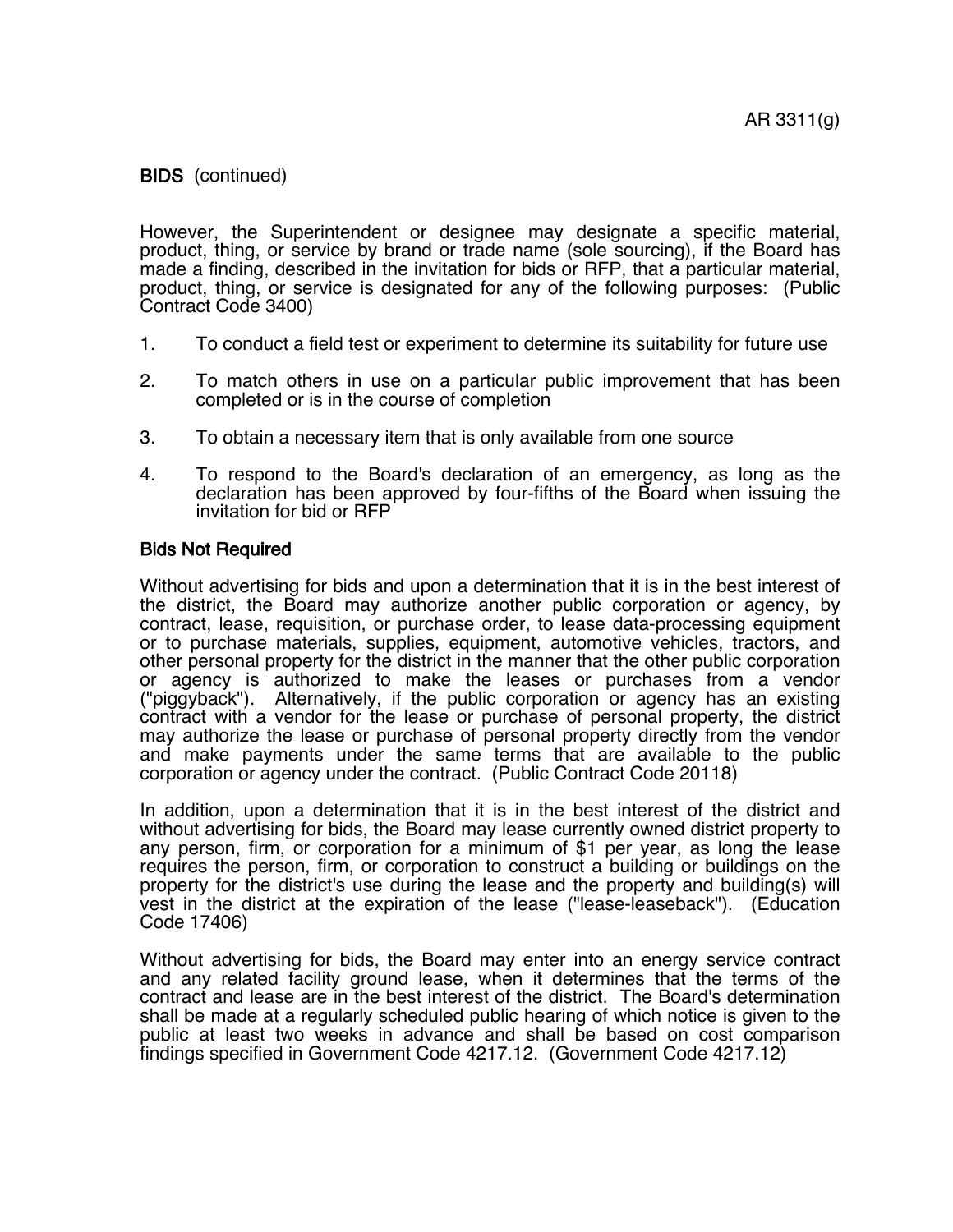**BIDS** (continued)

However, the Superintendent or designee may designate a specific material, product, thing, or service by brand or trade name (sole sourcing), if the Board has made a finding, described in the invitation for bids or RFP, that a particular material, product, thing, or service is designated for any of the following purposes: (Public Contract Code 3400)

1. To conduct a field test or experiment to determine its suitability for future use

2. To match others in use on a particular public improvement that has been completed or is in the course of completion

3. To obtain a necessary item that is only available from one source

4. To respond to the Board's declaration of an emergency, as long as the declaration has been approved by four-fifths of the Board when issuing the invitation for bid or RFP

**Bids Not Required**

Without advertising for bids and upon a determination that it is in the best interest of the district, the Board may authorize another public corporation or agency, by contract, lease, requisition, or purchase order, to lease data-processing equipment or to purchase materials, supplies, equipment, automotive vehicles, tractors, and other personal property for the district in the manner that the other public corporation or agency is authorized to make the leases or purchases from a vendor ("piggyback"). Alternatively, if the public corporation or agency has an existing contract with a vendor for the lease or purchase of personal property, the district may authorize the lease or purchase of personal property directly from the vendor and make payments under the same terms that are available to the public corporation or agency under the contract. (Public Contract Code 20118)

In addition, upon a determination that it is in the best interest of the district and without advertising for bids, the Board may lease currently owned district property to any person, firm, or corporation for a minimum of $1 per year, as long the lease requires the person, firm, or corporation to construct a building or buildings on the property for the district's use during the lease and the property and building(s) will vest in the district at the expiration of the lease ("lease-leaseback"). (Education Code 17406)

Without advertising for bids, the Board may enter into an energy service contract and any related facility ground lease, when it determines that the terms of the contract and lease are in the best interest of the district. The Board's determination shall be made at a regularly scheduled public hearing of which notice is given to the public at least two weeks in advance and shall be based on cost comparison findings specified in Government Code 4217.12. (Government Code 4217.12)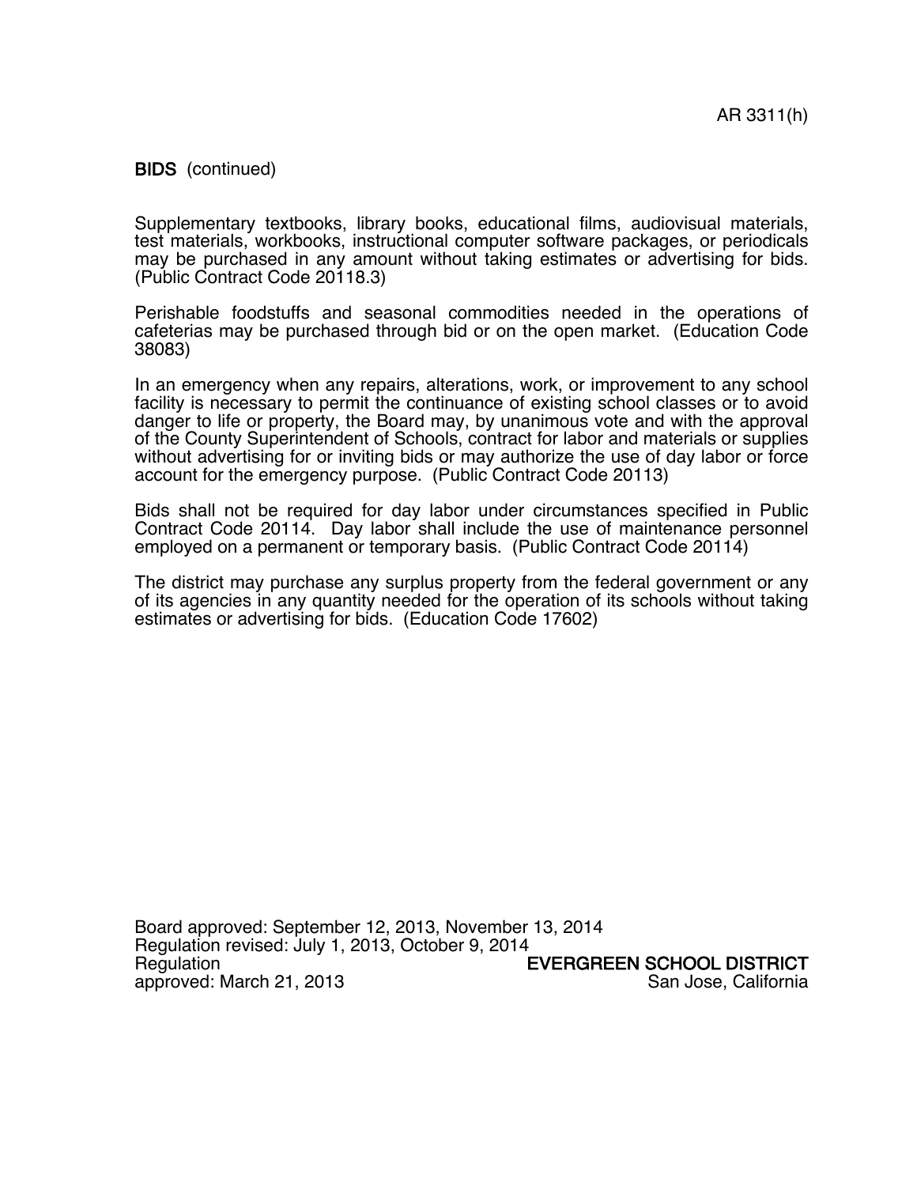**BIDS** (continued)

Supplementary textbooks, library books, educational films, audiovisual materials, test materials, workbooks, instructional computer software packages, or periodicals may be purchased in any amount without taking estimates or advertising for bids. (Public Contract Code 20118.3)

Perishable foodstuffs and seasonal commodities needed in the operations of cafeterias may be purchased through bid or on the open market. (Education Code 38083)

In an emergency when any repairs, alterations, work, or improvement to any school facility is necessary to permit the continuance of existing school classes or to avoid danger to life or property, the Board may, by unanimous vote and with the approval of the County Superintendent of Schools, contract for labor and materials or supplies without advertising for or inviting bids or may authorize the use of day labor or force account for the emergency purpose. (Public Contract Code 20113)

Bids shall not be required for day labor under circumstances specified in Public Contract Code 20114. Day labor shall include the use of maintenance personnel employed on a permanent or temporary basis. (Public Contract Code 20114)

The district may purchase any surplus property from the federal government or any of its agencies in any quantity needed for the operation of its schools without taking estimates or advertising for bids. (Education Code 17602)

Board approved: September 12, 2013, November 13, 2014
Regulation revised: July 1, 2013, October 9, 2014
Regulation approved: March 21, 2013

**EVERGREEN SCHOOL DISTRICT**
San Jose, California